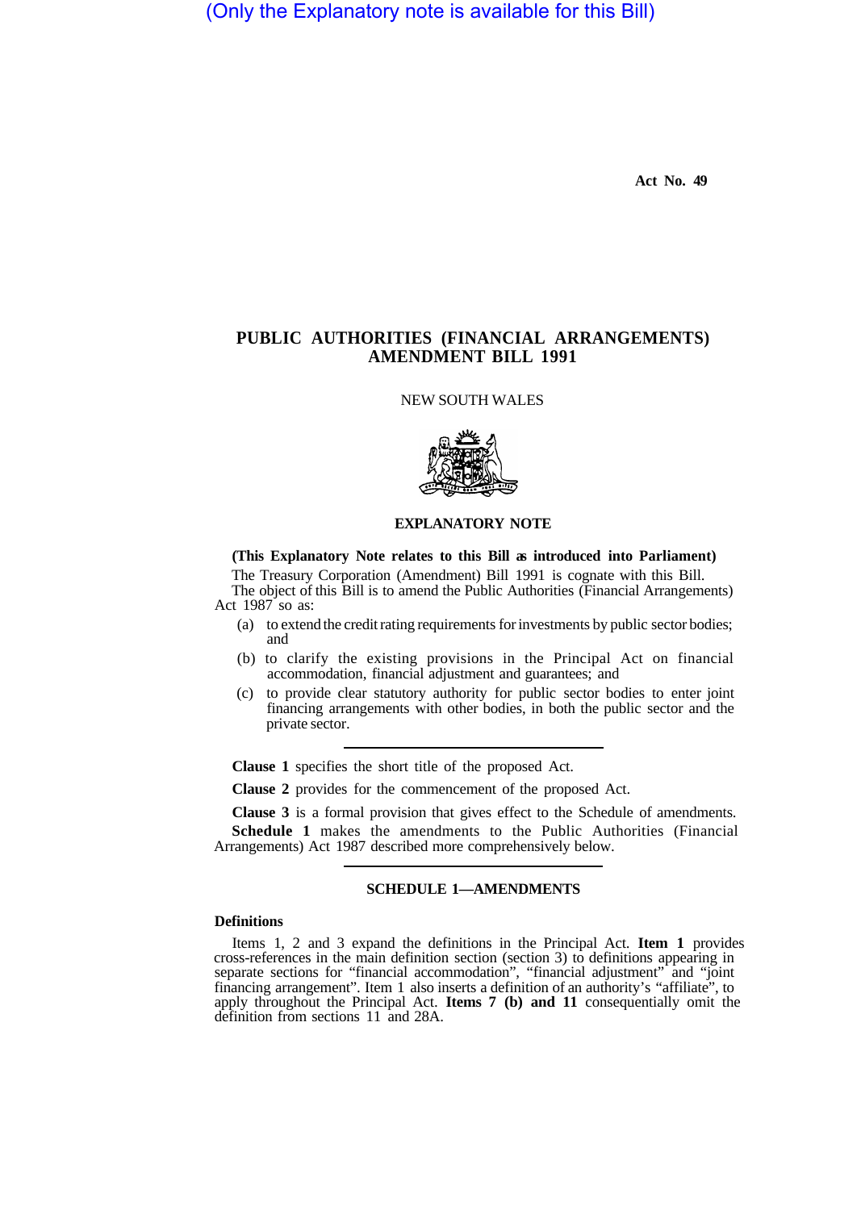(Only the Explanatory note is available for this Bill)

Act No. 49

# PUBLIC AUTHORITIES (FINANCIAL ARRANGEMENTS) AMENDMENT BILL 1991

NEW SOUTH WALES

## EXPLANATORY NOTE

**(This Explanatory Note relates to this Bill as introduced into Parliament)**

The Treasury Corporation (Amendment) Bill 1991 is cognate with this Bill.

The object of this Bill is to amend the Public Authorities (Financial Arrangements) Act 1987 so as:

(a) to extend the credit rating requirements for investments by public sector bodies; and

(b) to clarify the existing provisions in the Principal Act on financial accommodation, financial adjustment and guarantees; and

(c) to provide clear statutory authority for public sector bodies to enter joint financing arrangements with other bodies, in both the public sector and the private sector.

---

**Clause 1** specifies the short title of the proposed Act.

**Clause 2** provides for the commencement of the proposed Act.

**Clause 3** is a formal provision that gives effect to the Schedule of amendments.

**Schedule 1** makes the amendments to the Public Authorities (Financial Arrangements) Act 1987 described more comprehensively below.

---

### SCHEDULE 1—AMENDMENTS

**Definitions**

Items 1, 2 and 3 expand the definitions in the Principal Act. **Item 1** provides cross-references in the main definition section (section 3) to definitions appearing in separate sections for "financial accommodation", "financial adjustment" and "joint financing arrangement". Item 1 also inserts a definition of an authority's "affiliate", to apply throughout the Principal Act. **Items 7 (b) and 11** consequentially omit the definition from sections 11 and 28A.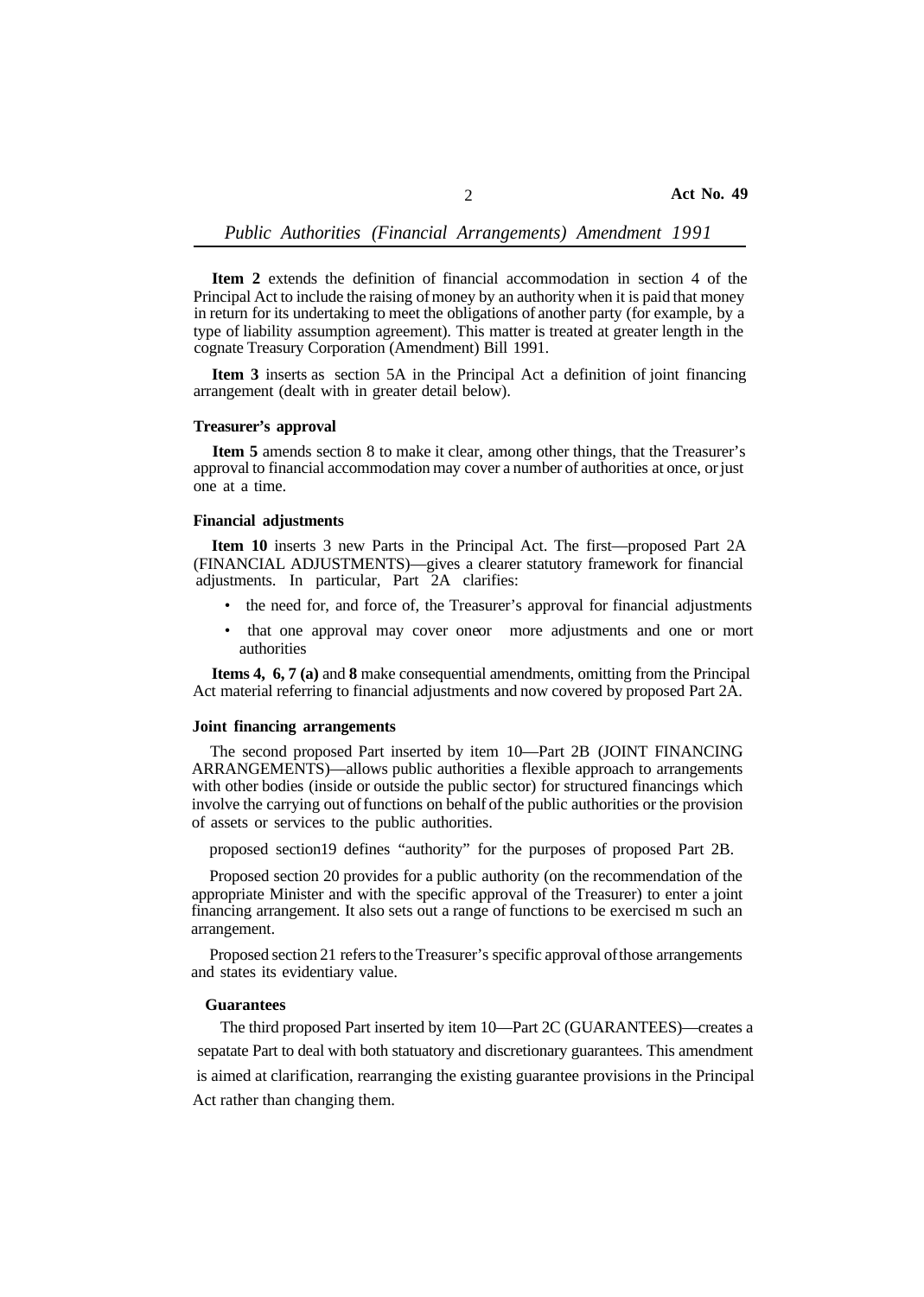**Item 2** extends the definition of financial accommodation in section 4 of the Principal Act to include the raising of money by an authority when it is paid that money in return for its undertaking to meet the obligations of another party (for example, by a type of liability assumption agreement). This matter is treated at greater length in the cognate Treasury Corporation (Amendment) Bill 1991.

**Item 3** inserts as section 5A in the Principal Act a definition of joint financing arrangement (dealt with in greater detail below).

**Treasurer's approval**

**Item 5** amends section 8 to make it clear, among other things, that the Treasurer's approval to financial accommodation may cover a number of authorities at once, or just one at a time.

**Financial adjustments**

**Item 10** inserts 3 new Parts in the Principal Act. The first—proposed Part 2A (FINANCIAL ADJUSTMENTS)—gives a clearer statutory framework for financial adjustments. In particular, Part 2A clarifies:

- the need for, and force of, the Treasurer's approval for financial adjustments
- that one approval may cover oneor more adjustments and one or mort authorities

**Items 4, 6, 7 (a)** and **8** make consequential amendments, omitting from the Principal Act material referring to financial adjustments and now covered by proposed Part 2A.

**Joint financing arrangements**

The second proposed Part inserted by item 10—Part 2B (JOINT FINANCING ARRANGEMENTS)—allows public authorities a flexible approach to arrangements with other bodies (inside or outside the public sector) for structured financings which involve the carrying out of functions on behalf of the public authorities or the provision of assets or services to the public authorities.

proposed section19 defines "authority" for the purposes of proposed Part 2B.

Proposed section 20 provides for a public authority (on the recommendation of the appropriate Minister and with the specific approval of the Treasurer) to enter a joint financing arrangement. It also sets out a range of functions to be exercised m such an arrangement.

Proposed section 21 refers to the Treasurer's specific approval of those arrangements and states its evidentiary value.

**Guarantees**

The third proposed Part inserted by item 10—Part 2C (GUARANTEES)—creates a sepatate Part to deal with both statuatory and discretionary guarantees. This amendment is aimed at clarification, rearranging the existing guarantee provisions in the Principal Act rather than changing them.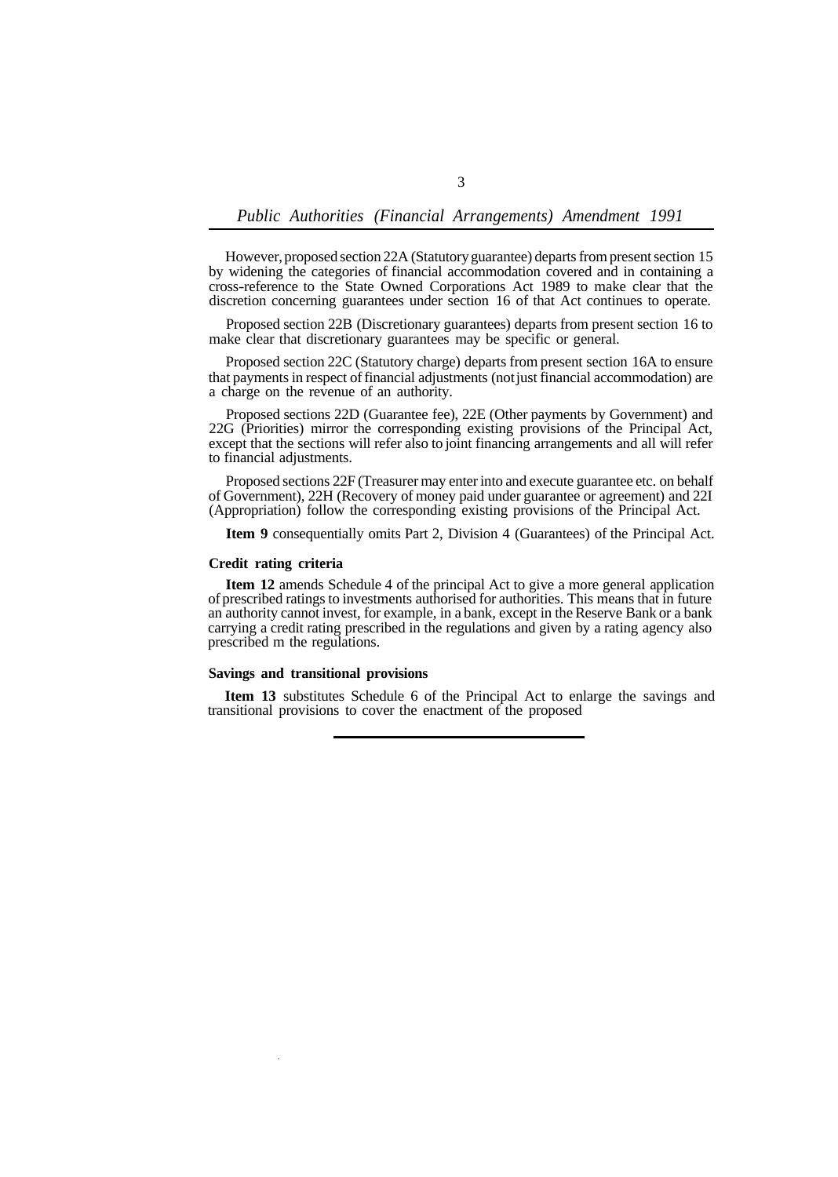However, proposed section 22A (Statutory guarantee) departs from present section 15 by widening the categories of financial accommodation covered and in containing a cross-reference to the State Owned Corporations Act 1989 to make clear that the discretion concerning guarantees under section 16 of that Act continues to operate.

Proposed section 22B (Discretionary guarantees) departs from present section 16 to make clear that discretionary guarantees may be specific or general.

Proposed section 22C (Statutory charge) departs from present section 16A to ensure that payments in respect of financial adjustments (not just financial accommodation) are a charge on the revenue of an authority.

Proposed sections 22D (Guarantee fee), 22E (Other payments by Government) and 22G (Priorities) mirror the corresponding existing provisions of the Principal Act, except that the sections will refer also to joint financing arrangements and all will refer to financial adjustments.

Proposed sections 22F (Treasurer may enter into and execute guarantee etc. on behalf of Government), 22H (Recovery of money paid under guarantee or agreement) and 22I (Appropriation) follow the corresponding existing provisions of the Principal Act.

**Item 9** consequentially omits Part 2, Division 4 (Guarantees) of the Principal Act.

**Credit rating criteria**

**Item 12** amends Schedule 4 of the principal Act to give a more general application of prescribed ratings to investments authorised for authorities. This means that in future an authority cannot invest, for example, in a bank, except in the Reserve Bank or a bank carrying a credit rating prescribed in the regulations and given by a rating agency also prescribed m the regulations.

**Savings and transitional provisions**

**Item 13** substitutes Schedule 6 of the Principal Act to enlarge the savings and transitional provisions to cover the enactment of the proposed